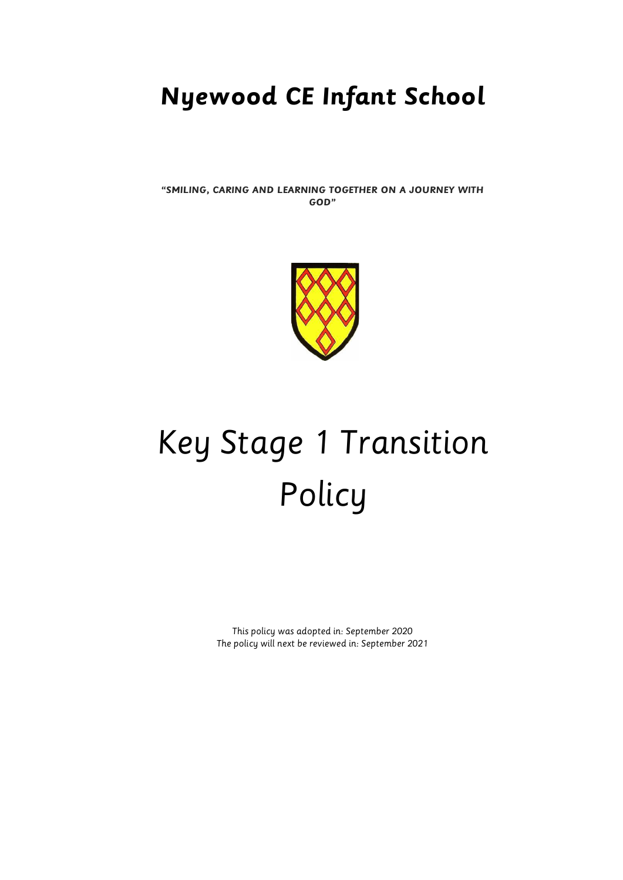# Nyewood CE Infant School

**"SMILING, CARING AND LEARNING TOGETHER ON A JOURNEY WITH GOD"**

# Key Stage 1 Transition Policy

This policy was adopted in: September 2020
The policy will next be reviewed in: September 2021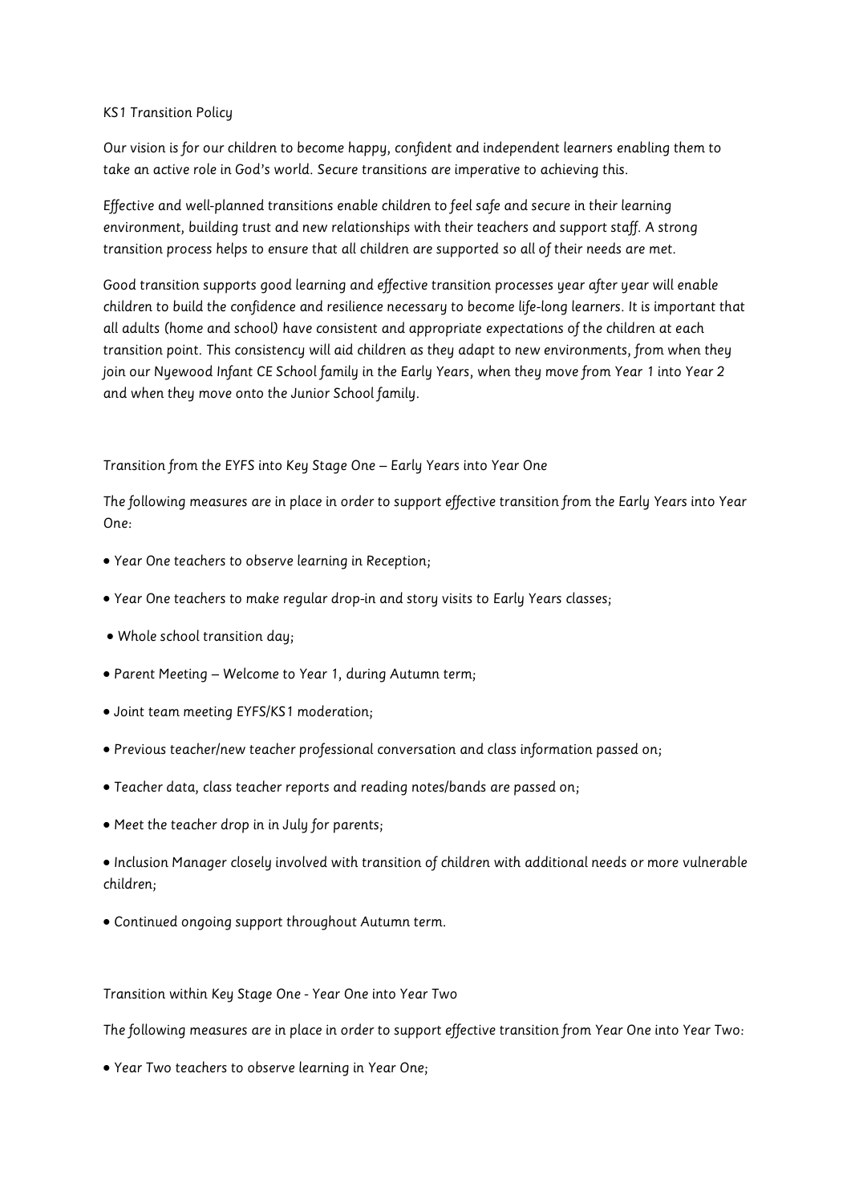# KS1 Transition Policy

Our vision is for our children to become happy, confident and independent learners enabling them to take an active role in God's world. Secure transitions are imperative to achieving this.

Effective and well-planned transitions enable children to feel safe and secure in their learning environment, building trust and new relationships with their teachers and support staff. A strong transition process helps to ensure that all children are supported so all of their needs are met.

Good transition supports good learning and effective transition processes year after year will enable children to build the confidence and resilience necessary to become life-long learners. It is important that all adults (home and school) have consistent and appropriate expectations of the children at each transition point. This consistency will aid children as they adapt to new environments, from when they join our Nyewood Infant CE School family in the Early Years, when they move from Year 1 into Year 2 and when they move onto the Junior School family.

## Transition from the EYFS into Key Stage One – Early Years into Year One

The following measures are in place in order to support effective transition from the Early Years into Year One:

- Year One teachers to observe learning in Reception;
- Year One teachers to make regular drop-in and story visits to Early Years classes;
- Whole school transition day;
- Parent Meeting – Welcome to Year 1, during Autumn term;
- Joint team meeting EYFS/KS1 moderation;
- Previous teacher/new teacher professional conversation and class information passed on;
- Teacher data, class teacher reports and reading notes/bands are passed on;
- Meet the teacher drop in in July for parents;
- Inclusion Manager closely involved with transition of children with additional needs or more vulnerable children;
- Continued ongoing support throughout Autumn term.

## Transition within Key Stage One - Year One into Year Two

The following measures are in place in order to support effective transition from Year One into Year Two:

- Year Two teachers to observe learning in Year One;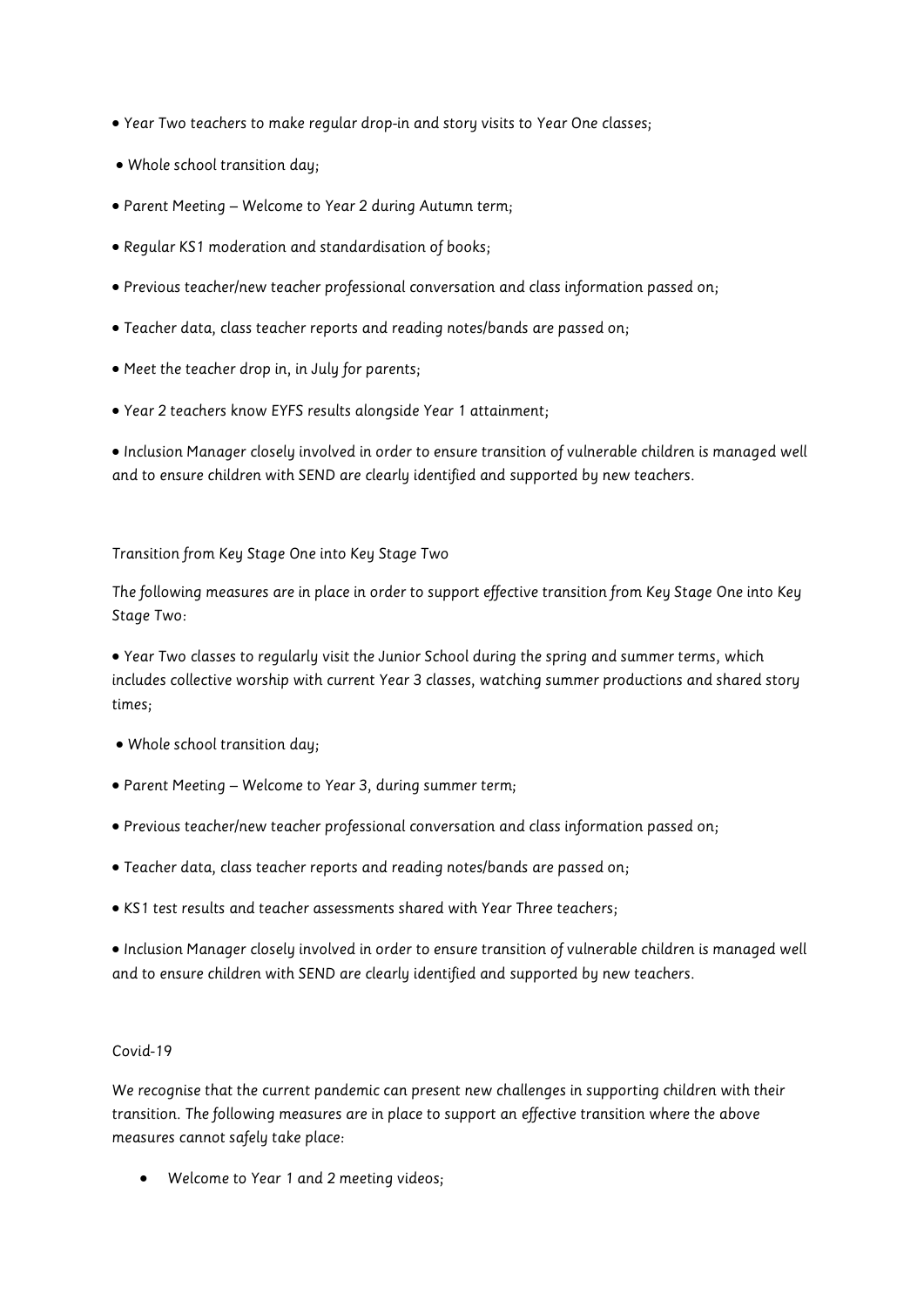- Year Two teachers to make regular drop-in and story visits to Year One classes;
- Whole school transition day;
- Parent Meeting – Welcome to Year 2 during Autumn term;
- Regular KS1 moderation and standardisation of books;
- Previous teacher/new teacher professional conversation and class information passed on;
- Teacher data, class teacher reports and reading notes/bands are passed on;
- Meet the teacher drop in, in July for parents;
- Year 2 teachers know EYFS results alongside Year 1 attainment;
- Inclusion Manager closely involved in order to ensure transition of vulnerable children is managed well and to ensure children with SEND are clearly identified and supported by new teachers.

## Transition from Key Stage One into Key Stage Two

The following measures are in place in order to support effective transition from Key Stage One into Key Stage Two:

- Year Two classes to regularly visit the Junior School during the spring and summer terms, which includes collective worship with current Year 3 classes, watching summer productions and shared story times;
- Whole school transition day;
- Parent Meeting – Welcome to Year 3, during summer term;
- Previous teacher/new teacher professional conversation and class information passed on;
- Teacher data, class teacher reports and reading notes/bands are passed on;
- KS1 test results and teacher assessments shared with Year Three teachers;
- Inclusion Manager closely involved in order to ensure transition of vulnerable children is managed well and to ensure children with SEND are clearly identified and supported by new teachers.

## Covid-19

We recognise that the current pandemic can present new challenges in supporting children with their transition. The following measures are in place to support an effective transition where the above measures cannot safely take place:

- Welcome to Year 1 and 2 meeting videos;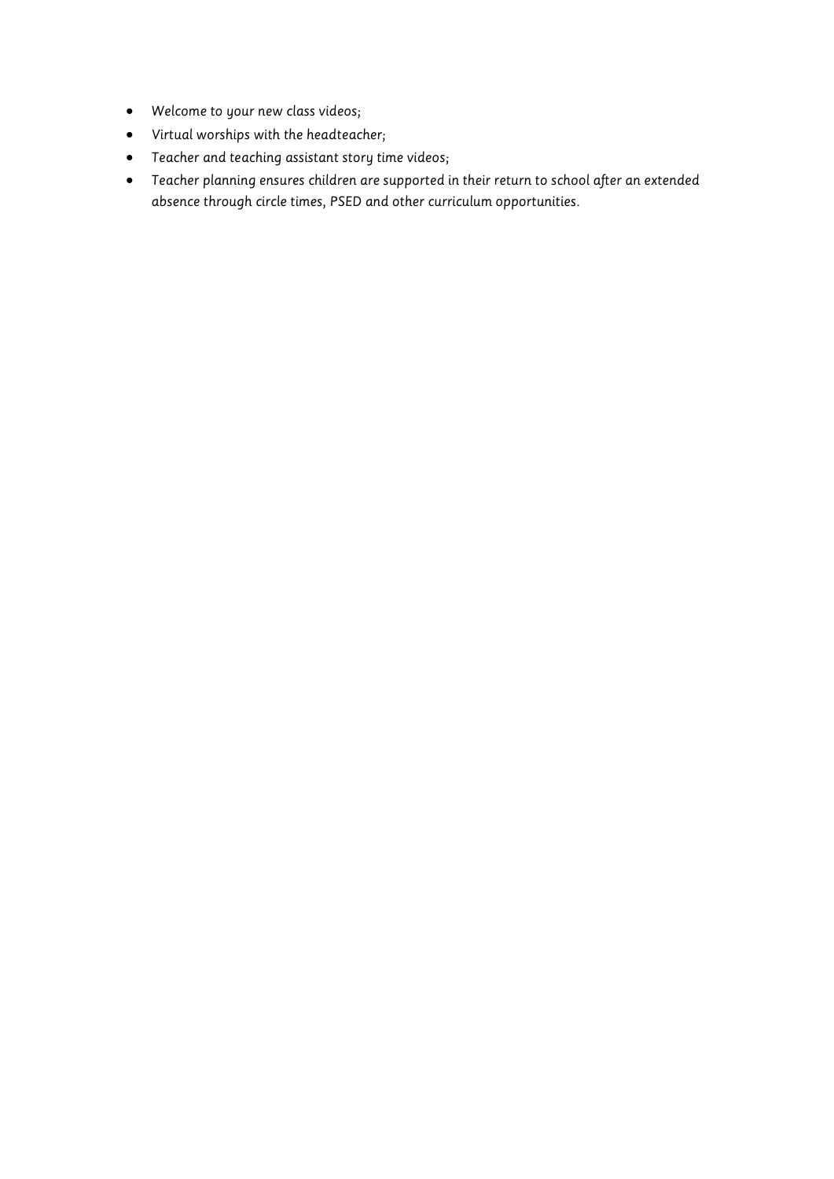- Welcome to your new class videos;
- Virtual worships with the headteacher;
- Teacher and teaching assistant story time videos;
- Teacher planning ensures children are supported in their return to school after an extended absence through circle times, PSED and other curriculum opportunities.